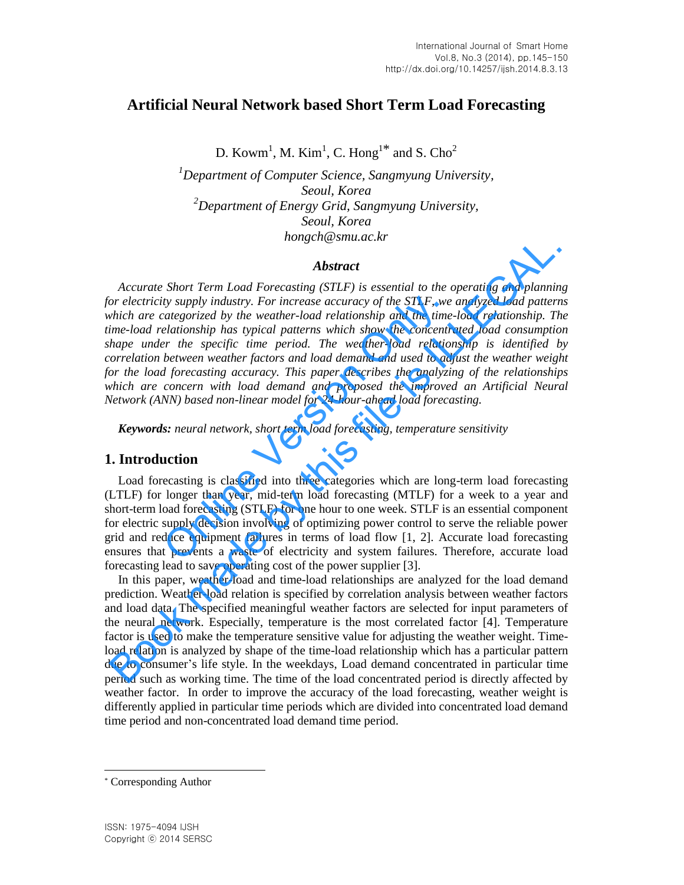# Artificial Neural Network based Short Term Load Forecasting

D. Kowm[1], M. Kim[1], C. Hong[1*] and S. Cho[2]

*[1]Department of Computer Science, Sangmyung University, Seoul, Korea*
*[2]Department of Energy Grid, Sangmyung University, Seoul, Korea*
*hongch@smu.ac.kr*

### *Abstract*

*Accurate Short Term Load Forecasting (STLF) is essential to the operating and planning for electricity supply industry. For increase accuracy of the STLF, we analyzed load patterns which are categorized by the weather-load relationship and the time-load relationship. The time-load relationship has typical patterns which show the concentrated load consumption shape under the specific time period. The weather-load relationship is identified by correlation between weather factors and load demand and used to adjust the weather weight for the load forecasting accuracy. This paper describes the analyzing of the relationships which are concern with load demand and proposed the improved an Artificial Neural Network (ANN) based non-linear model for 24 hour-ahead load forecasting.*

***Keywords:*** *neural network, short term load forecasting, temperature sensitivity*

## 1. Introduction

Load forecasting is classified into three categories which are long-term load forecasting (LTLF) for longer than year, mid-term load forecasting (MTLF) for a week to a year and short-term load forecasting (STLF) for one hour to one week. STLF is an essential component for electric supply decision involving of optimizing power control to serve the reliable power grid and reduce equipment failures in terms of load flow [1, 2]. Accurate load forecasting ensures that prevents a waste of electricity and system failures. Therefore, accurate load forecasting lead to save operating cost of the power supplier [3].

In this paper, weather-load and time-load relationships are analyzed for the load demand prediction. Weather-load relation is specified by correlation analysis between weather factors and load data. The specified meaningful weather factors are selected for input parameters of the neural network. Especially, temperature is the most correlated factor [4]. Temperature factor is used to make the temperature sensitive value for adjusting the weather weight. Time-load relation is analyzed by shape of the time-load relationship which has a particular pattern due to consumer's life style. In the weekdays, Load demand concentrated in particular time period such as working time. The time of the load concentrated period is directly affected by weather factor. In order to improve the accuracy of the load forecasting, weather weight is differently applied in particular time periods which are divided into concentrated load demand time period and non-concentrated load demand time period.

[*] Corresponding Author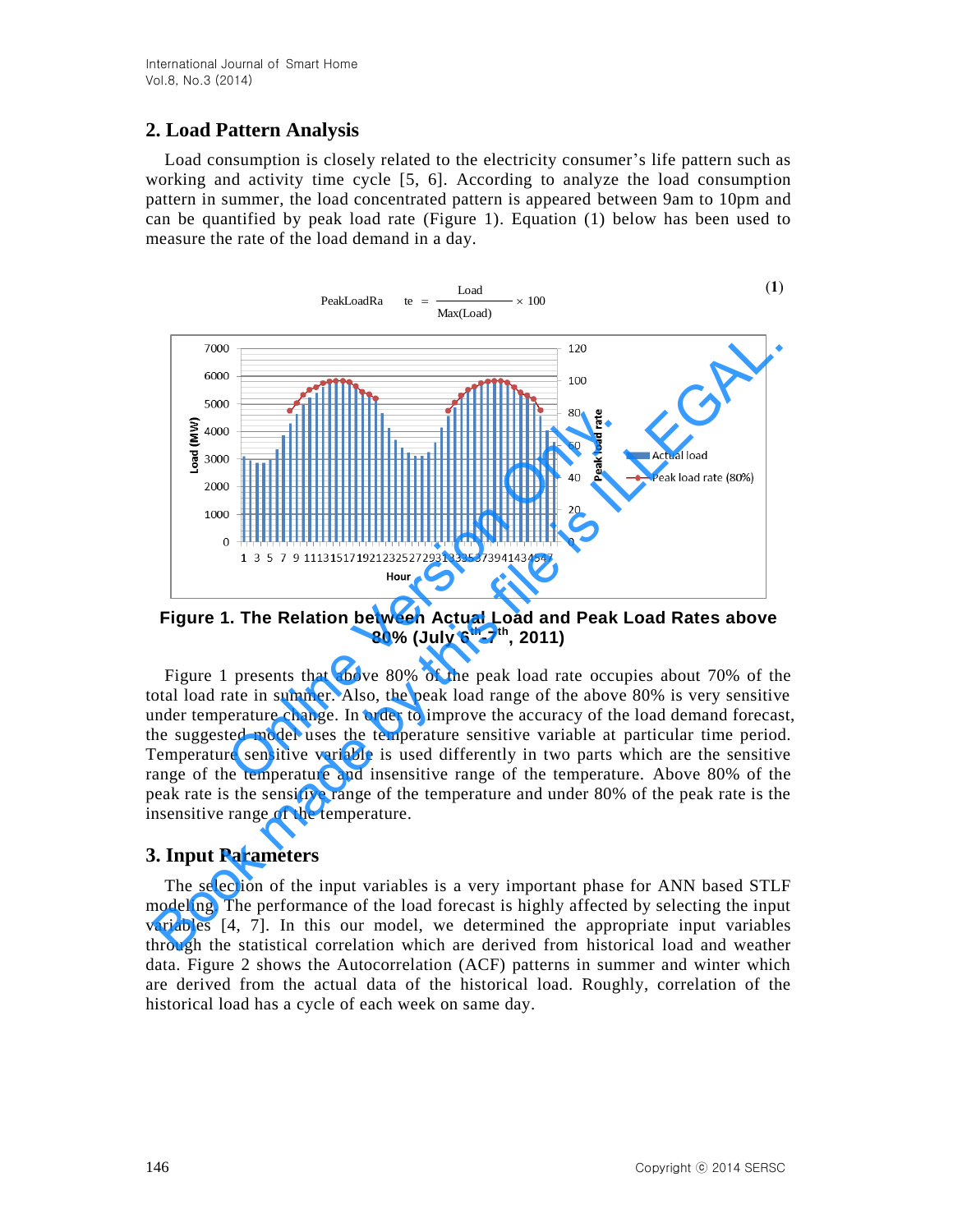## 2. Load Pattern Analysis

Load consumption is closely related to the electricity consumer's life pattern such as working and activity time cycle [5, 6]. According to analyze the load consumption pattern in summer, the load concentrated pattern is appeared between 9am to 10pm and can be quantified by peak load rate (Figure 1). Equation (1) below has been used to measure the rate of the load demand in a day.

$$PeakLoadRate = \frac{Load}{Max(Load)} \times 100 \quad (1)$$

**Figure 1. The Relation between Actual Load and Peak Load Rates above 80% (July 6th–7th, 2011)**

Figure 1 presents that above 80% of the peak load rate occupies about 70% of the total load rate in summer. Also, the peak load range of the above 80% is very sensitive under temperature change. In order to improve the accuracy of the load demand forecast, the suggested model uses the temperature sensitive variable at particular time period. Temperature sensitive variable is used differently in two parts which are the sensitive range of the temperature and insensitive range of the temperature. Above 80% of the peak rate is the sensitive range of the temperature and under 80% of the peak rate is the insensitive range of the temperature.

## 3. Input Parameters

The selection of the input variables is a very important phase for ANN based STLF modeling. The performance of the load forecast is highly affected by selecting the input variables [4, 7]. In this our model, we determined the appropriate input variables through the statistical correlation which are derived from historical load and weather data. Figure 2 shows the Autocorrelation (ACF) patterns in summer and winter which are derived from the actual data of the historical load. Roughly, correlation of the historical load has a cycle of each week on same day.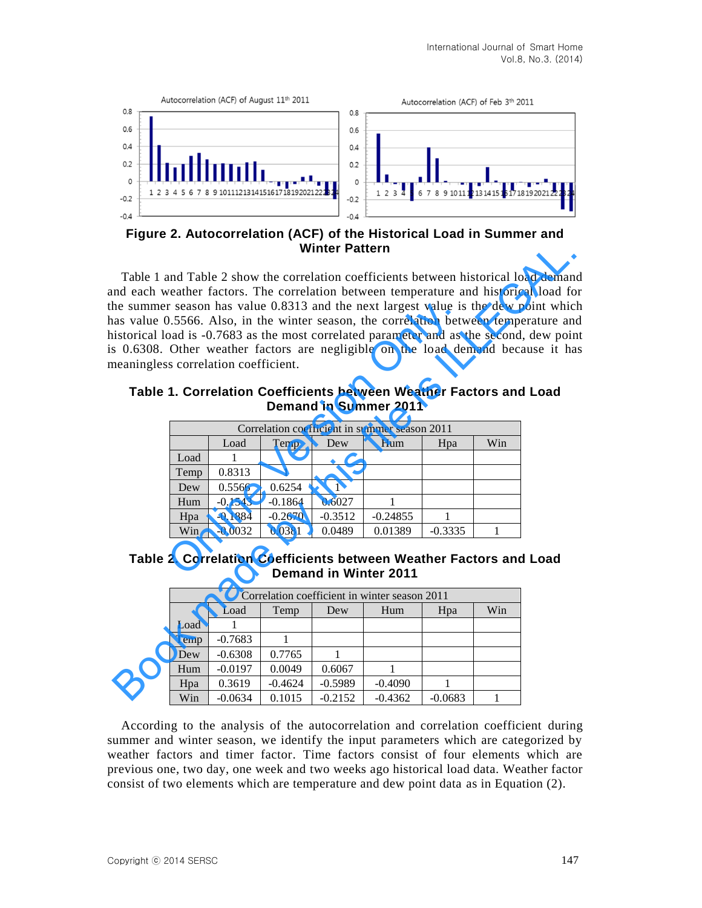**Figure 2. Autocorrelation (ACF) of the Historical Load in Summer and Winter Pattern**

Table 1 and Table 2 show the correlation coefficients between historical load demand and each weather factors. The correlation between temperature and historical load for the summer season has value 0.8313 and the next largest value is the dew point which has value 0.5566. Also, in the winter season, the correlation between temperature and historical load is -0.7683 as the most correlated parameter and as the second, dew point is 0.6308. Other weather factors are negligible on the load demand because it has meaningless correlation coefficient.

**Table 1. Correlation Coefficients between Weather Factors and Load Demand in Summer 2011**

| Correlation coefficient in summer season 2011 | | | | | | |
|---|---|---|---|---|---|---|
| | Load | Temp | Dew | Hum | Hpa | Win |
| Load | 1 | | | | | |
| Temp | 0.8313 | | | | | |
| Dew | 0.5566 | 0.6254 | 1 | | | |
| Hum | -0.1543 | -0.1864 | 0.6027 | 1 | | |
| Hpa | -0.1884 | -0.2670 | -0.3512 | -0.24855 | 1 | |
| Win | -0.0032 | 0.0381 | 0.0489 | 0.01389 | -0.3335 | 1 |

**Table 2. Correlation Coefficients between Weather Factors and Load Demand in Winter 2011**

| Correlation coefficient in winter season 2011 | | | | | | |
|---|---|---|---|---|---|---|
| | Load | Temp | Dew | Hum | Hpa | Win |
| Load | 1 | | | | | |
| Temp | -0.7683 | 1 | | | | |
| Dew | -0.6308 | 0.7765 | 1 | | | |
| Hum | -0.0197 | 0.0049 | 0.6067 | 1 | | |
| Hpa | 0.3619 | -0.4624 | -0.5989 | -0.4090 | 1 | |
| Win | -0.0634 | 0.1015 | -0.2152 | -0.4362 | -0.0683 | 1 |

According to the analysis of the autocorrelation and correlation coefficient during summer and winter season, we identify the input parameters which are categorized by weather factors and timer factor. Time factors consist of four elements which are previous one, two day, one week and two weeks ago historical load data. Weather factor consist of two elements which are temperature and dew point data as in Equation (2).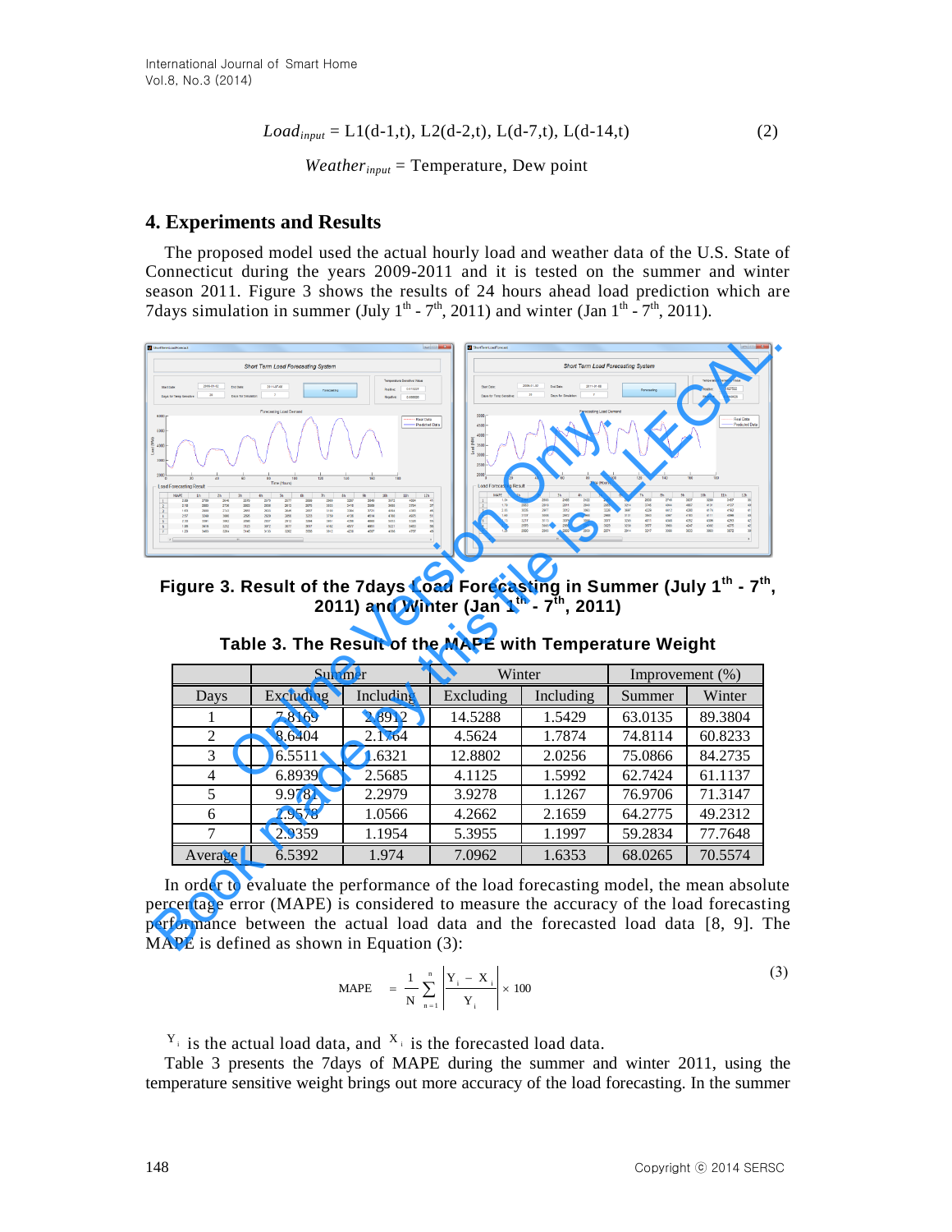$$Load_{input} = \text{L1(d-1,t), L2(d-2,t), L(d-7,t), L(d-14,t)} \tag{2}$$

$$Weather_{input} = \text{Temperature, Dew point}$$

## 4. Experiments and Results

The proposed model used the actual hourly load and weather data of the U.S. State of Connecticut during the years 2009-2011 and it is tested on the summer and winter season 2011. Figure 3 shows the results of 24 hours ahead load prediction which are 7days simulation in summer (July 1$^{th}$ - 7$^{th}$, 2011) and winter (Jan 1$^{th}$ - 7$^{th}$, 2011).

**Figure 3. Result of the 7days Load Forecasting in Summer (July 1$^{th}$ - 7$^{th}$, 2011) and Winter (Jan 1$^{th}$ - 7$^{th}$, 2011)**

**Table 3. The Result of the MAPE with Temperature Weight**

| | Summer | | Winter | | Improvement (%) | |
|---|---|---|---|---|---|---|
| Days | Excluding | Including | Excluding | Including | Summer | Winter |
| 1 | 7.8169 | 2.8912 | 14.5288 | 1.5429 | 63.0135 | 89.3804 |
| 2 | 8.6404 | 2.1764 | 4.5624 | 1.7874 | 74.8114 | 60.8233 |
| 3 | 6.5511 | 1.6321 | 12.8802 | 2.0256 | 75.0866 | 84.2735 |
| 4 | 6.8939 | 2.5685 | 4.1125 | 1.5992 | 62.7424 | 61.1137 |
| 5 | 9.9781 | 2.2979 | 3.9278 | 1.1267 | 76.9706 | 71.3147 |
| 6 | 2.9578 | 1.0566 | 4.2662 | 2.1659 | 64.2775 | 49.2312 |
| 7 | 2.9359 | 1.1954 | 5.3955 | 1.1997 | 59.2834 | 77.7648 |
| Average | 6.5392 | 1.974 | 7.0962 | 1.6353 | 68.0265 | 70.5574 |

In order to evaluate the performance of the load forecasting model, the mean absolute percentage error (MAPE) is considered to measure the accuracy of the load forecasting performance between the actual load data and the forecasted load data [8, 9]. The MAPE is defined as shown in Equation (3):

$$\text{MAPE} = \frac{1}{N}\sum_{n=1}^{n}\left|\frac{Y_i - X_i}{Y_i}\right| \times 100 \tag{3}$$

$Y_i$ is the actual load data, and $X_i$ is the forecasted load data.

Table 3 presents the 7days of MAPE during the summer and winter 2011, using the temperature sensitive weight brings out more accuracy of the load forecasting. In the summer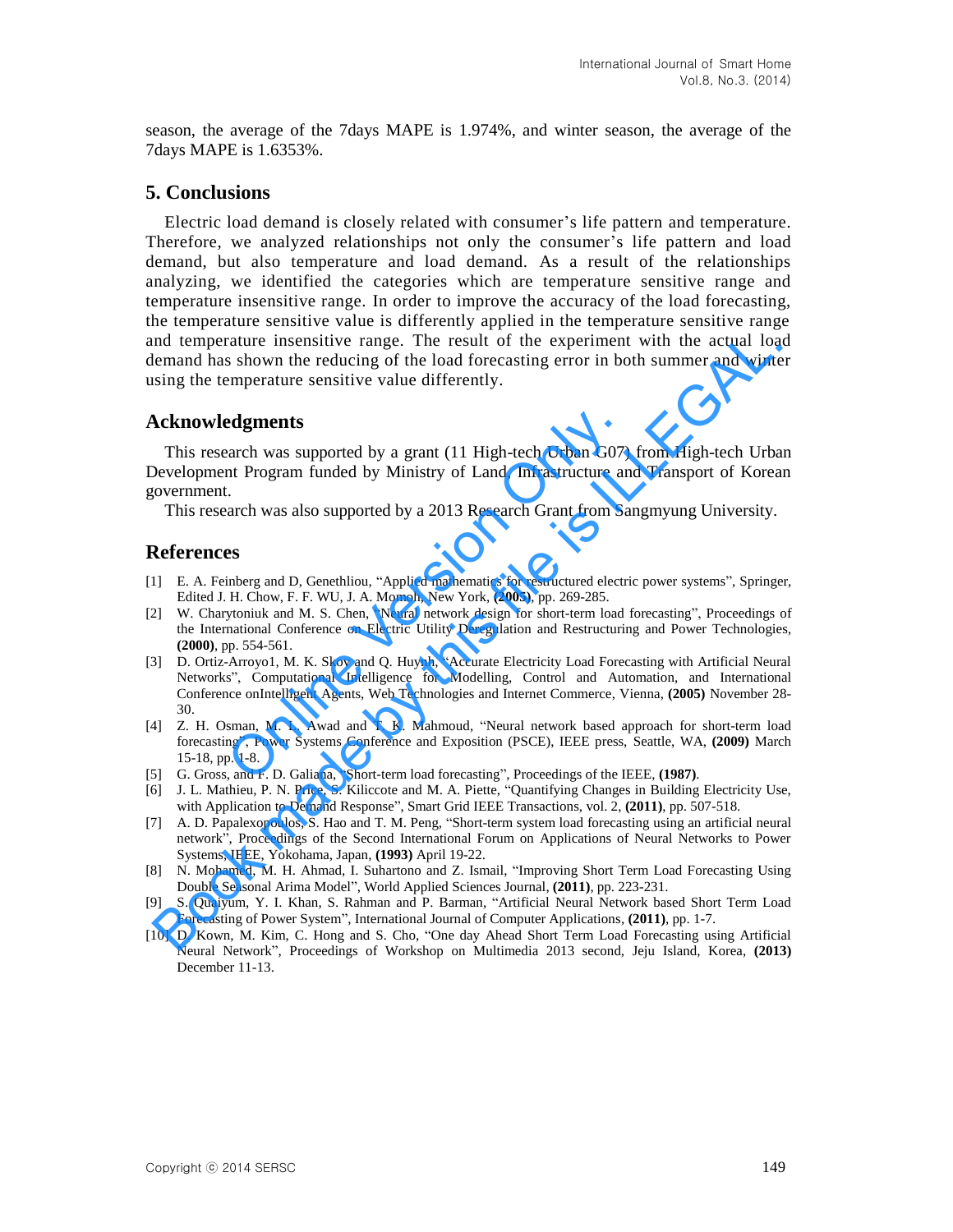season, the average of the 7days MAPE is 1.974%, and winter season, the average of the 7days MAPE is 1.6353%.

## 5. Conclusions

Electric load demand is closely related with consumer's life pattern and temperature. Therefore, we analyzed relationships not only the consumer's life pattern and load demand, but also temperature and load demand. As a result of the relationships analyzing, we identified the categories which are temperature sensitive range and temperature insensitive range. In order to improve the accuracy of the load forecasting, the temperature sensitive value is differently applied in the temperature sensitive range and temperature insensitive range. The result of the experiment with the actual load demand has shown the reducing of the load forecasting error in both summer and winter using the temperature sensitive value differently.

## Acknowledgments

This research was supported by a grant (11 High-tech Urban G07) from High-tech Urban Development Program funded by Ministry of Land, Infrastructure and Transport of Korean government.

This research was also supported by a 2013 Research Grant from Sangmyung University.

## References

[1] E. A. Feinberg and D, Genethliou, "Applied mathematics for restructured electric power systems", Springer, Edited J. H. Chow, F. F. WU, J. A. Momoh, New York, **(2005)**, pp. 269-285.

[2] W. Charytoniuk and M. S. Chen, "Neural network design for short-term load forecasting", Proceedings of the International Conference on Electric Utility Deregulation and Restructuring and Power Technologies, **(2000)**, pp. 554-561.

[3] D. Ortiz-Arroyo1, M. K. Skov and Q. Huynh, "Accurate Electricity Load Forecasting with Artificial Neural Networks", Computational Intelligence for Modelling, Control and Automation, and International Conference onIntelligent Agents, Web Technologies and Internet Commerce, Vienna, **(2005)** November 28-30.

[4] Z. H. Osman, M. L. Awad and T. K. Mahmoud, "Neural network based approach for short-term load forecasting", Power Systems Conference and Exposition (PSCE), IEEE press, Seattle, WA, **(2009)** March 15-18, pp. 1-8.

[5] G. Gross, and F. D. Galiana, "Short-term load forecasting", Proceedings of the IEEE, **(1987)**.

[6] J. L. Mathieu, P. N. Price, S. Kiliccote and M. A. Piette, "Quantifying Changes in Building Electricity Use, with Application to Demand Response", Smart Grid IEEE Transactions, vol. 2, **(2011)**, pp. 507-518.

[7] A. D. Papalexopoulos, S. Hao and T. M. Peng, "Short-term system load forecasting using an artificial neural network", Proceedings of the Second International Forum on Applications of Neural Networks to Power Systems, IEEE, Yokohama, Japan, **(1993)** April 19-22.

[8] N. Mohamed, M. H. Ahmad, I. Suhartono and Z. Ismail, "Improving Short Term Load Forecasting Using Double Seasonal Arima Model", World Applied Sciences Journal, **(2011)**, pp. 223-231.

[9] S. Quaiyum, Y. I. Khan, S. Rahman and P. Barman, "Artificial Neural Network based Short Term Load Forecasting of Power System", International Journal of Computer Applications, **(2011)**, pp. 1-7.

[10] D. Kown, M. Kim, C. Hong and S. Cho, "One day Ahead Short Term Load Forecasting using Artificial Neural Network", Proceedings of Workshop on Multimedia 2013 second, Jeju Island, Korea, **(2013)** December 11-13.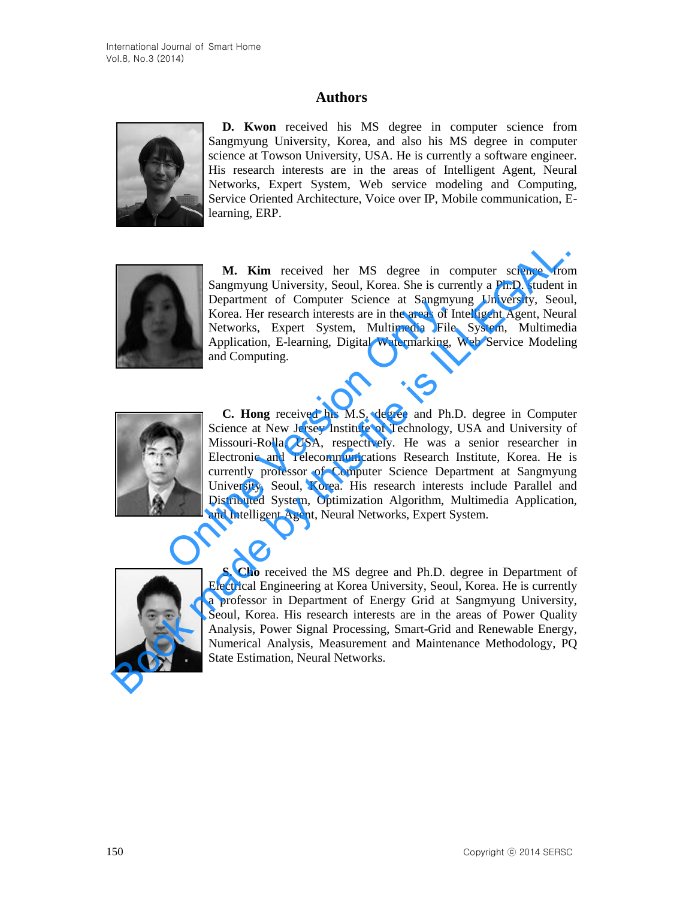## Authors

**D. Kwon** received his MS degree in computer science from Sangmyung University, Korea, and also his MS degree in computer science at Towson University, USA. He is currently a software engineer. His research interests are in the areas of Intelligent Agent, Neural Networks, Expert System, Web service modeling and Computing, Service Oriented Architecture, Voice over IP, Mobile communication, E-learning, ERP.

**M. Kim** received her MS degree in computer science from Sangmyung University, Seoul, Korea. She is currently a Ph.D. student in Department of Computer Science at Sangmyung University, Seoul, Korea. Her research interests are in the areas of Intelligent Agent, Neural Networks, Expert System, Multimedia File System, Multimedia Application, E-learning, Digital Watermarking, Web Service Modeling and Computing.

**C. Hong** received his M.S. degree and Ph.D. degree in Computer Science at New Jersey Institute of Technology, USA and University of Missouri-Rolla, USA, respectively. He was a senior researcher in Electronic and Telecommunications Research Institute, Korea. He is currently professor of Computer Science Department at Sangmyung University, Seoul, Korea. His research interests include Parallel and Distributed System, Optimization Algorithm, Multimedia Application, and Intelligent Agent, Neural Networks, Expert System.

**S. Cho** received the MS degree and Ph.D. degree in Department of Electrical Engineering at Korea University, Seoul, Korea. He is currently a professor in Department of Energy Grid at Sangmyung University, Seoul, Korea. His research interests are in the areas of Power Quality Analysis, Power Signal Processing, Smart-Grid and Renewable Energy, Numerical Analysis, Measurement and Maintenance Methodology, PQ State Estimation, Neural Networks.